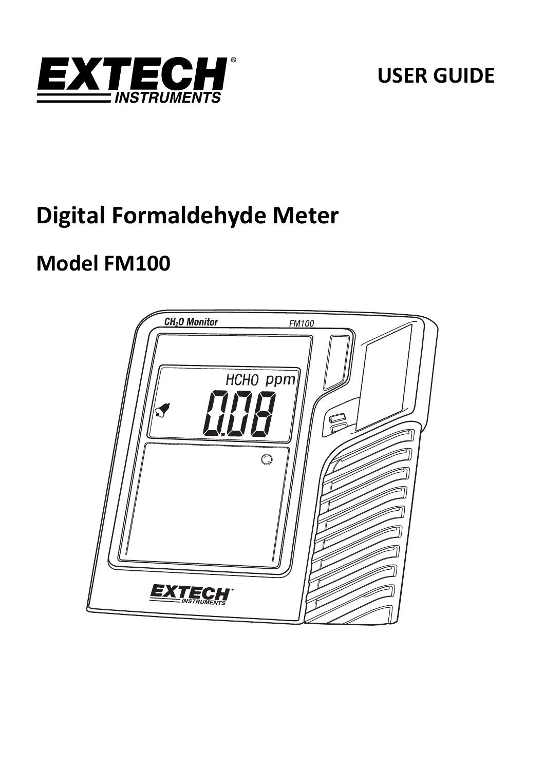EXTECH INSTRUMENTS

USER GUIDE

# Digital Formaldehyde Meter

## Model FM100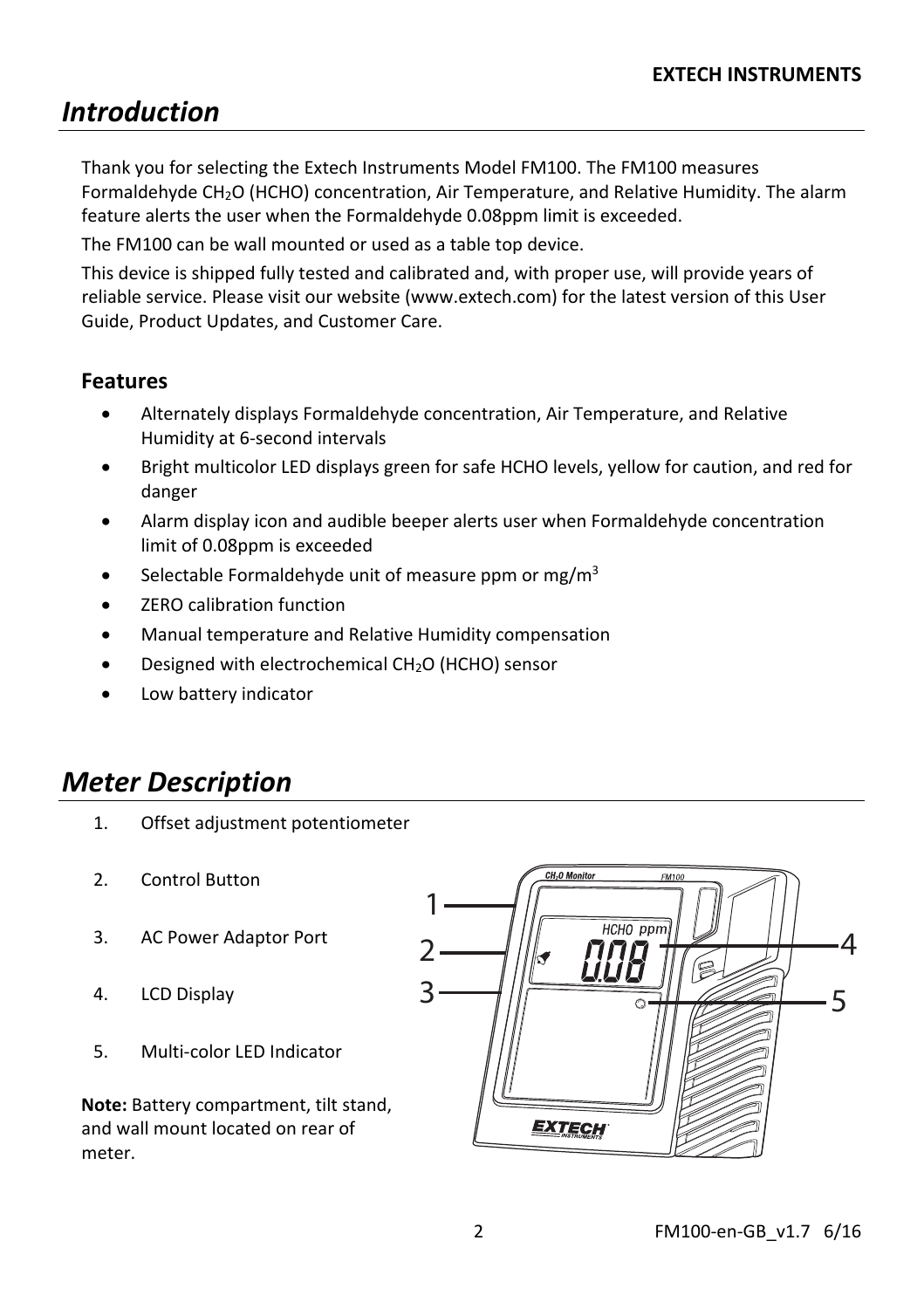## Introduction

Thank you for selecting the Extech Instruments Model FM100. The FM100 measures Formaldehyde $CH_2O$ (HCHO) concentration, Air Temperature, and Relative Humidity. The alarm feature alerts the user when the Formaldehyde 0.08ppm limit is exceeded.

The FM100 can be wall mounted or used as a table top device.

This device is shipped fully tested and calibrated and, with proper use, will provide years of reliable service. Please visit our website (www.extech.com) for the latest version of this User Guide, Product Updates, and Customer Care.

### Features

- Alternately displays Formaldehyde concentration, Air Temperature, and Relative Humidity at 6-second intervals
- Bright multicolor LED displays green for safe HCHO levels, yellow for caution, and red for danger
- Alarm display icon and audible beeper alerts user when Formaldehyde concentration limit of 0.08ppm is exceeded
- Selectable Formaldehyde unit of measure ppm or $mg/m^3$
- ZERO calibration function
- Manual temperature and Relative Humidity compensation
- Designed with electrochemical $CH_2O$ (HCHO) sensor
- Low battery indicator

## Meter Description

1. Offset adjustment potentiometer
2. Control Button
3. AC Power Adaptor Port
4. LCD Display
5. Multi-color LED Indicator

**Note:** Battery compartment, tilt stand, and wall mount located on rear of meter.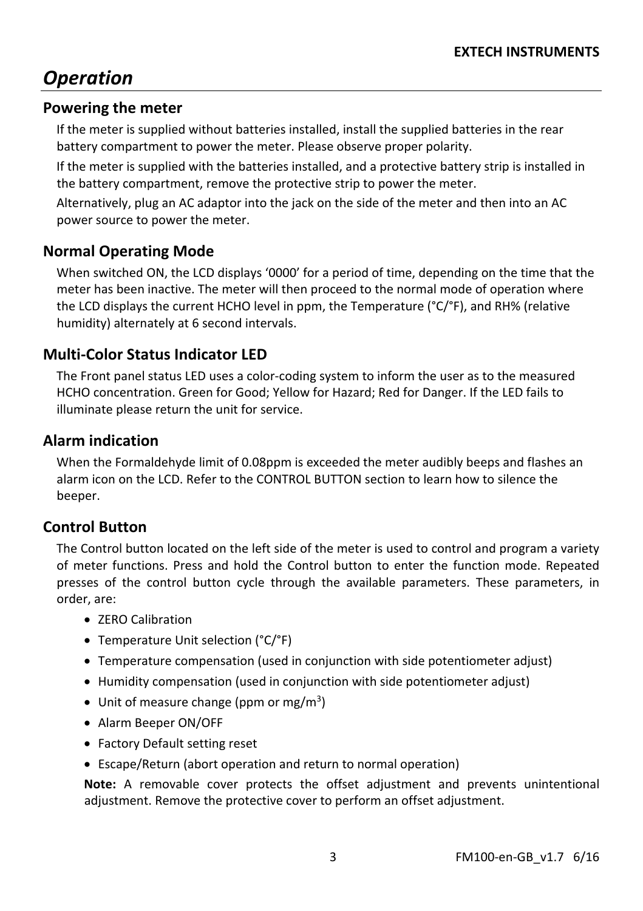# *Operation*

## Powering the meter

If the meter is supplied without batteries installed, install the supplied batteries in the rear battery compartment to power the meter. Please observe proper polarity.

If the meter is supplied with the batteries installed, and a protective battery strip is installed in the battery compartment, remove the protective strip to power the meter.

Alternatively, plug an AC adaptor into the jack on the side of the meter and then into an AC power source to power the meter.

## Normal Operating Mode

When switched ON, the LCD displays '0000' for a period of time, depending on the time that the meter has been inactive. The meter will then proceed to the normal mode of operation where the LCD displays the current HCHO level in ppm, the Temperature (°C/°F), and RH% (relative humidity) alternately at 6 second intervals.

## Multi-Color Status Indicator LED

The Front panel status LED uses a color-coding system to inform the user as to the measured HCHO concentration. Green for Good; Yellow for Hazard; Red for Danger. If the LED fails to illuminate please return the unit for service.

## Alarm indication

When the Formaldehyde limit of 0.08ppm is exceeded the meter audibly beeps and flashes an alarm icon on the LCD. Refer to the CONTROL BUTTON section to learn how to silence the beeper.

## Control Button

The Control button located on the left side of the meter is used to control and program a variety of meter functions. Press and hold the Control button to enter the function mode. Repeated presses of the control button cycle through the available parameters. These parameters, in order, are:

- ZERO Calibration
- Temperature Unit selection (°C/°F)
- Temperature compensation (used in conjunction with side potentiometer adjust)
- Humidity compensation (used in conjunction with side potentiometer adjust)
- Unit of measure change (ppm or $mg/m^3$)
- Alarm Beeper ON/OFF
- Factory Default setting reset
- Escape/Return (abort operation and return to normal operation)

**Note:** A removable cover protects the offset adjustment and prevents unintentional adjustment. Remove the protective cover to perform an offset adjustment.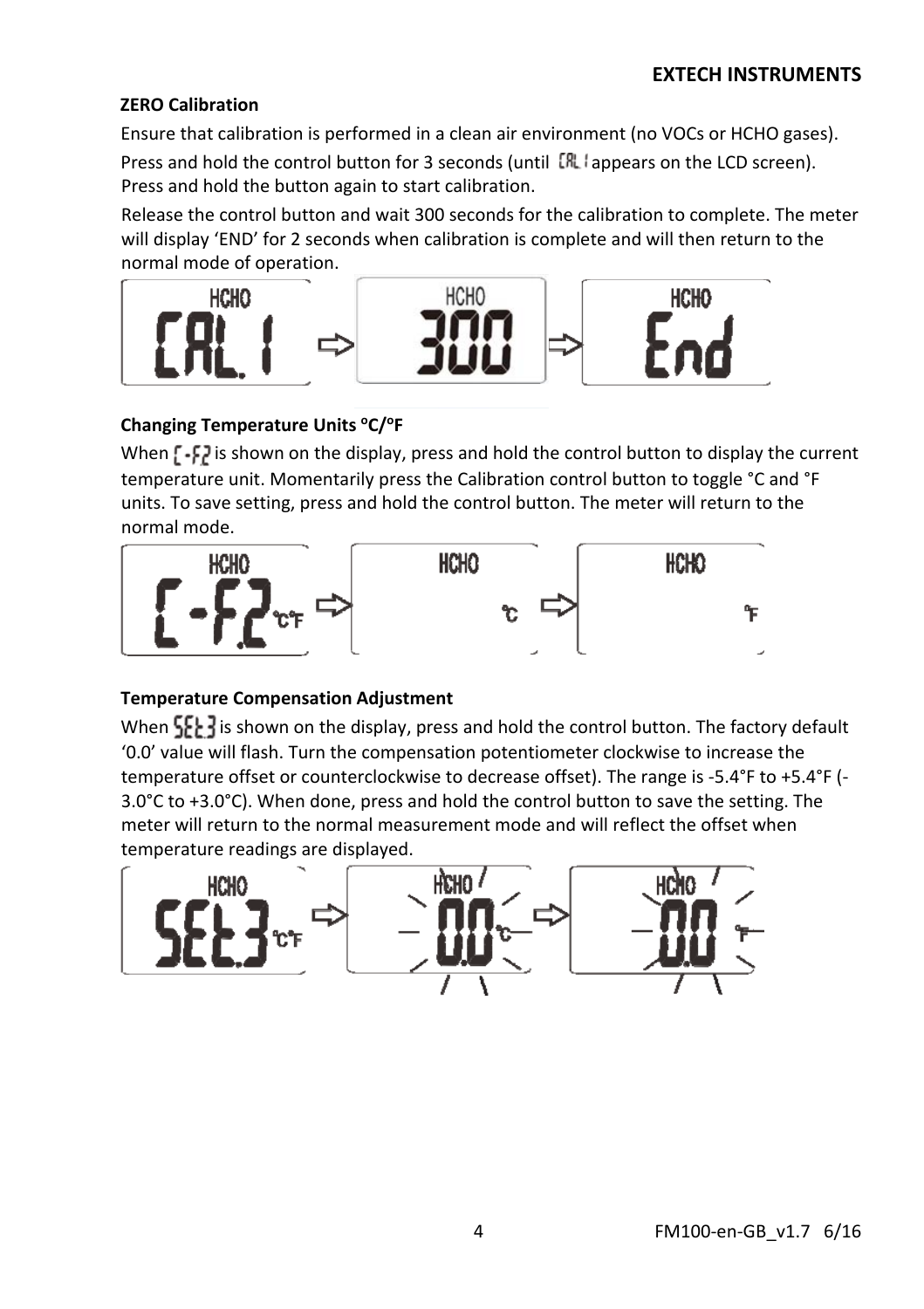### ZERO Calibration

Ensure that calibration is performed in a clean air environment (no VOCs or HCHO gases).

Press and hold the control button for 3 seconds (until CAL1 appears on the LCD screen). Press and hold the button again to start calibration.

Release the control button and wait 300 seconds for the calibration to complete. The meter will display 'END' for 2 seconds when calibration is complete and will then return to the normal mode of operation.

### Changing Temperature Units °C/°F

When C-F2 is shown on the display, press and hold the control button to display the current temperature unit. Momentarily press the Calibration control button to toggle °C and °F units. To save setting, press and hold the control button. The meter will return to the normal mode.

### Temperature Compensation Adjustment

When SEt3 is shown on the display, press and hold the control button. The factory default '0.0' value will flash. Turn the compensation potentiometer clockwise to increase the temperature offset or counterclockwise to decrease offset). The range is -5.4°F to +5.4°F (-3.0°C to +3.0°C). When done, press and hold the control button to save the setting. The meter will return to the normal measurement mode and will reflect the offset when temperature readings are displayed.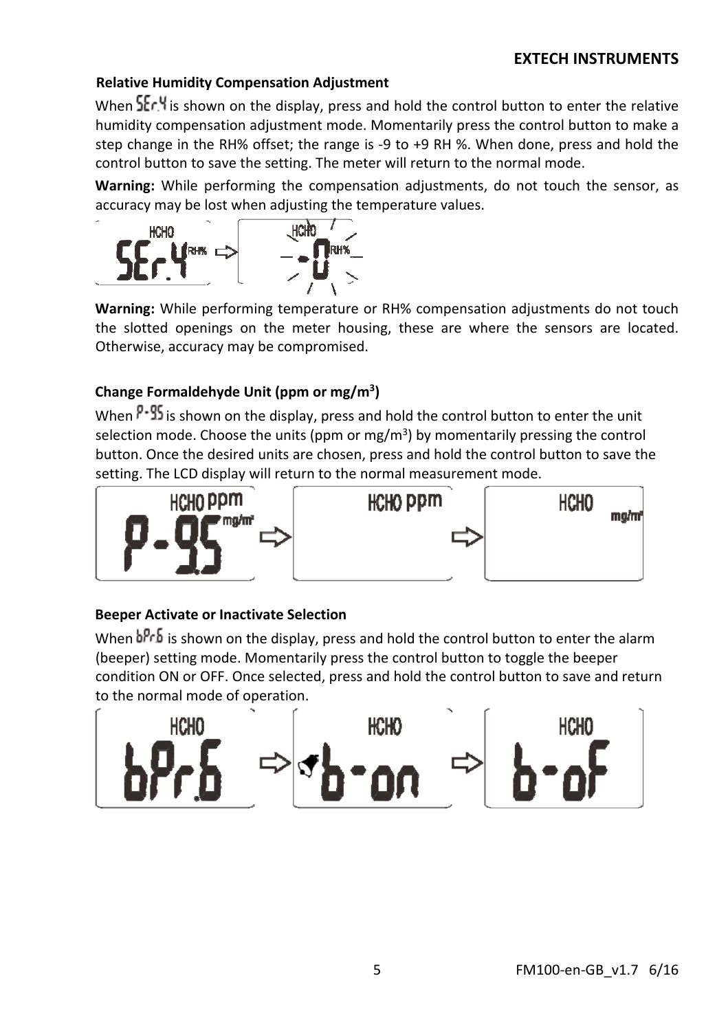### Relative Humidity Compensation Adjustment

When SEr.4 is shown on the display, press and hold the control button to enter the relative humidity compensation adjustment mode. Momentarily press the control button to make a step change in the RH% offset; the range is -9 to +9 RH %. When done, press and hold the control button to save the setting. The meter will return to the normal mode.

**Warning:** While performing the compensation adjustments, do not touch the sensor, as accuracy may be lost when adjusting the temperature values.

**Warning:** While performing temperature or RH% compensation adjustments do not touch the slotted openings on the meter housing, these are where the sensors are located. Otherwise, accuracy may be compromised.

### Change Formaldehyde Unit (ppm or mg/m³)

When P-95 is shown on the display, press and hold the control button to enter the unit selection mode. Choose the units (ppm or mg/m³) by momentarily pressing the control button. Once the desired units are chosen, press and hold the control button to save the setting. The LCD display will return to the normal measurement mode.

### Beeper Activate or Inactivate Selection

When bPr.6 is shown on the display, press and hold the control button to enter the alarm (beeper) setting mode. Momentarily press the control button to toggle the beeper condition ON or OFF. Once selected, press and hold the control button to save and return to the normal mode of operation.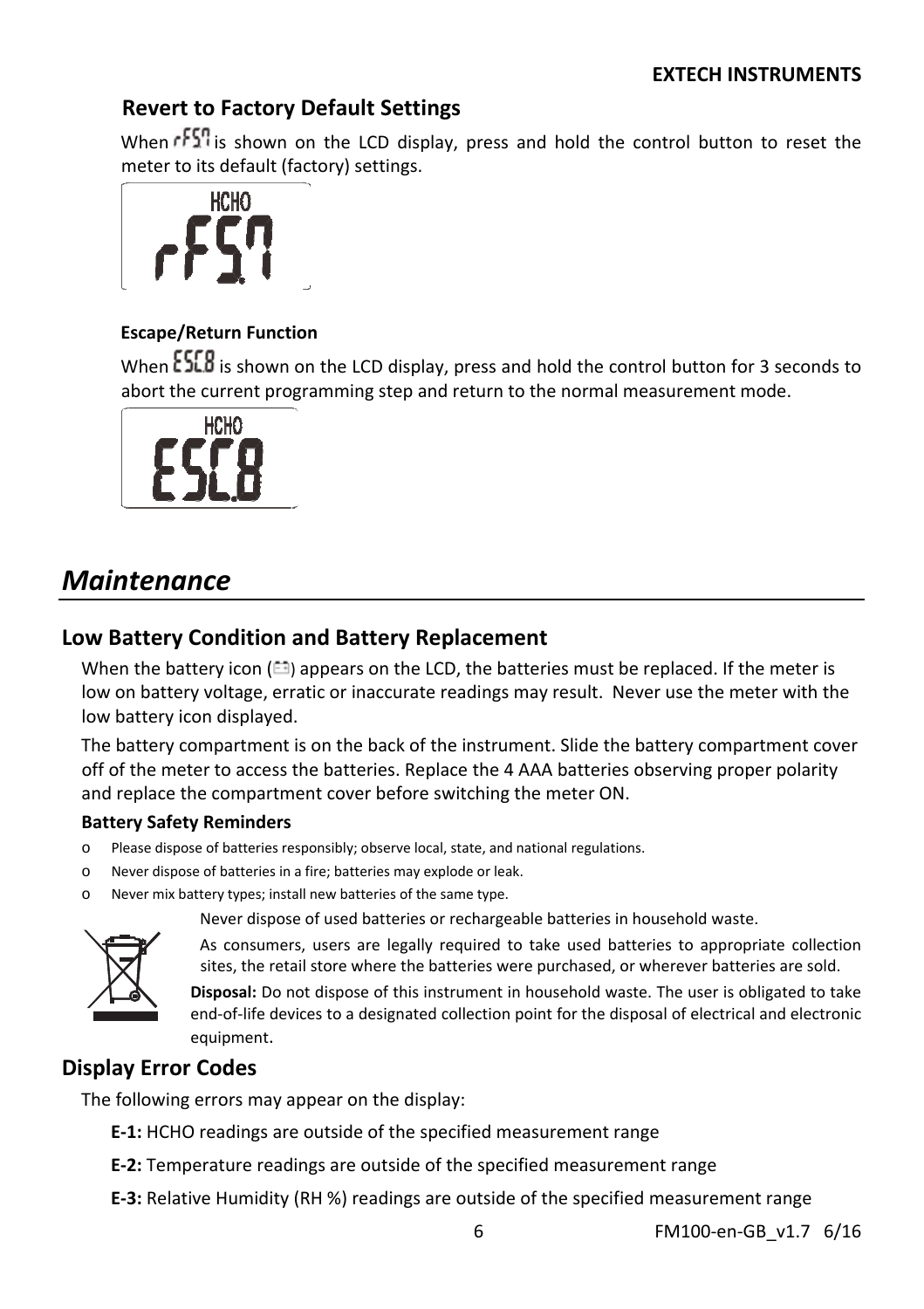### Revert to Factory Default Settings

When rFSt is shown on the LCD display, press and hold the control button to reset the meter to its default (factory) settings.

#### Escape/Return Function

When ESC.8 is shown on the LCD display, press and hold the control button for 3 seconds to abort the current programming step and return to the normal measurement mode.

# *Maintenance*

## Low Battery Condition and Battery Replacement

When the battery icon appears on the LCD, the batteries must be replaced. If the meter is low on battery voltage, erratic or inaccurate readings may result. Never use the meter with the low battery icon displayed.

The battery compartment is on the back of the instrument. Slide the battery compartment cover off of the meter to access the batteries. Replace the 4 AAA batteries observing proper polarity and replace the compartment cover before switching the meter ON.

**Battery Safety Reminders**

- Please dispose of batteries responsibly; observe local, state, and national regulations.
- Never dispose of batteries in a fire; batteries may explode or leak.
- Never mix battery types; install new batteries of the same type.

Never dispose of used batteries or rechargeable batteries in household waste.

As consumers, users are legally required to take used batteries to appropriate collection sites, the retail store where the batteries were purchased, or wherever batteries are sold.

**Disposal:** Do not dispose of this instrument in household waste. The user is obligated to take end-of-life devices to a designated collection point for the disposal of electrical and electronic equipment.

## Display Error Codes

The following errors may appear on the display:

**E-1:** HCHO readings are outside of the specified measurement range

**E-2:** Temperature readings are outside of the specified measurement range

**E-3:** Relative Humidity (RH %) readings are outside of the specified measurement range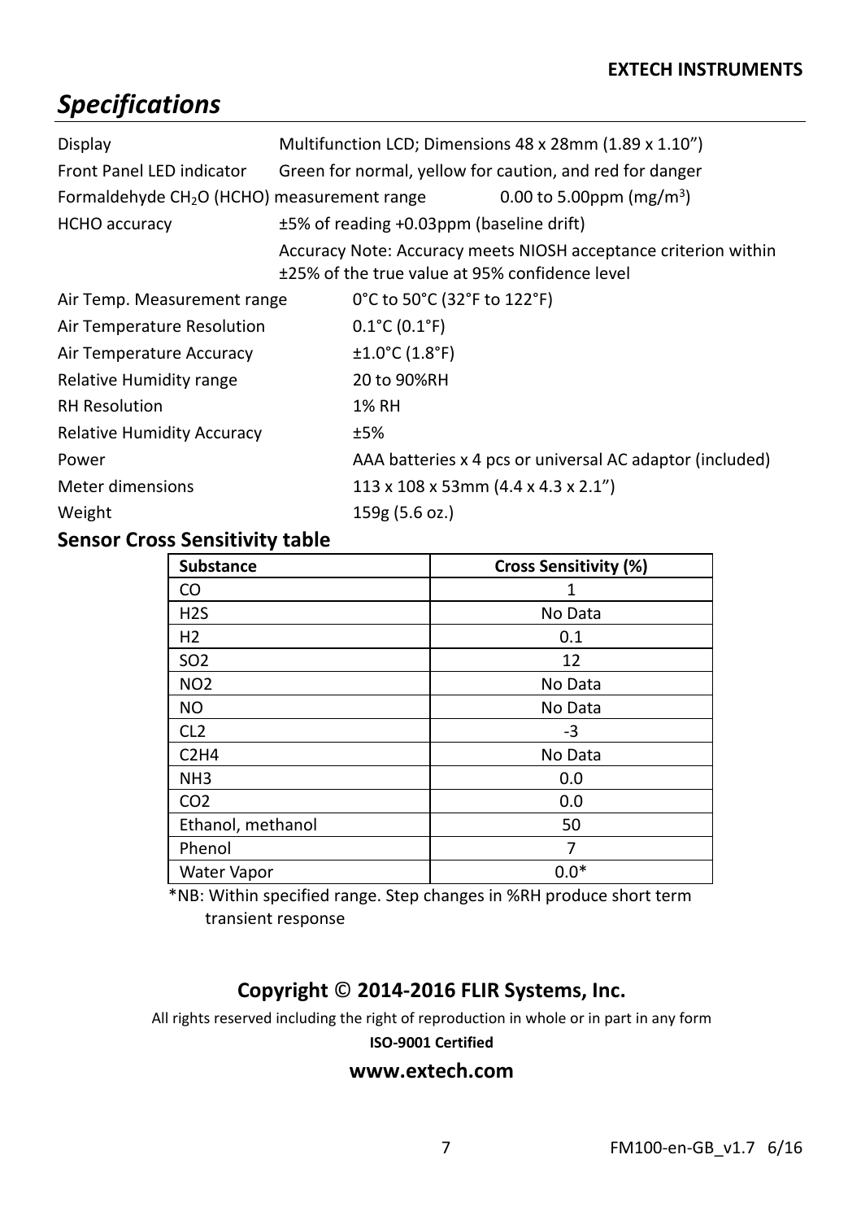# *Specifications*

| | |
|---|---|
| Display | Multifunction LCD; Dimensions 48 x 28mm (1.89 x 1.10”) |
| Front Panel LED indicator | Green for normal, yellow for caution, and red for danger |
| Formaldehyde $CH_2O$ (HCHO) measurement range | 0.00 to 5.00ppm ($mg/m^3$) |
| HCHO accuracy | ±5% of reading +0.03ppm (baseline drift) |
| | Accuracy Note: Accuracy meets NIOSH acceptance criterion within ±25% of the true value at 95% confidence level |
| Air Temp. Measurement range | 0°C to 50°C (32°F to 122°F) |
| Air Temperature Resolution | 0.1°C (0.1°F) |
| Air Temperature Accuracy | ±1.0°C (1.8°F) |
| Relative Humidity range | 20 to 90%RH |
| RH Resolution | 1% RH |
| Relative Humidity Accuracy | ±5% |
| Power | AAA batteries x 4 pcs or universal AC adaptor (included) |
| Meter dimensions | 113 x 108 x 53mm (4.4 x 4.3 x 2.1”) |
| Weight | 159g (5.6 oz.) |

### Sensor Cross Sensitivity table

| Substance | Cross Sensitivity (%) |
|---|---|
| CO | 1 |
| H2S | No Data |
| H2 | 0.1 |
| SO2 | 12 |
| NO2 | No Data |
| NO | No Data |
| CL2 | -3 |
| C2H4 | No Data |
| NH3 | 0.0 |
| CO2 | 0.0 |
| Ethanol, methanol | 50 |
| Phenol | 7 |
| Water Vapor | 0.0* |

*NB: Within specified range. Step changes in %RH produce short term transient response

**Copyright © 2014-2016 FLIR Systems, Inc.**

All rights reserved including the right of reproduction in whole or in part in any form

**ISO-9001 Certified**

**www.extech.com**